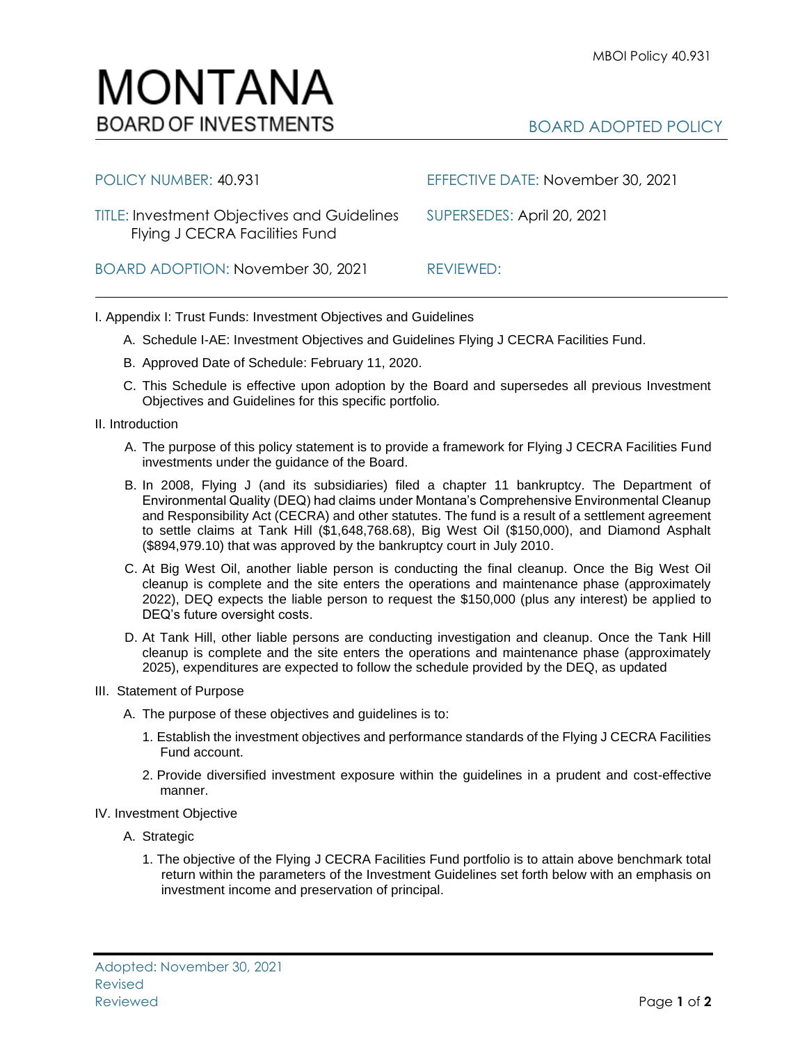MBOI Policy 40.931

# MONTANA
## BOARD OF INVESTMENTS

BOARD ADOPTED POLICY

| | |
|---|---|
| POLICY NUMBER: 40.931 | EFFECTIVE DATE: November 30, 2021 |
| TITLE: Investment Objectives and Guidelines Flying J CECRA Facilities Fund | SUPERSEDES: April 20, 2021 |
| BOARD ADOPTION: November 30, 2021 | REVIEWED: |

I. Appendix I: Trust Funds: Investment Objectives and Guidelines

A. Schedule I-AE: Investment Objectives and Guidelines Flying J CECRA Facilities Fund.

B. Approved Date of Schedule: February 11, 2020.

C. This Schedule is effective upon adoption by the Board and supersedes all previous Investment Objectives and Guidelines for this specific portfolio.

II. Introduction

A. The purpose of this policy statement is to provide a framework for Flying J CECRA Facilities Fund investments under the guidance of the Board.

B. In 2008, Flying J (and its subsidiaries) filed a chapter 11 bankruptcy. The Department of Environmental Quality (DEQ) had claims under Montana's Comprehensive Environmental Cleanup and Responsibility Act (CECRA) and other statutes. The fund is a result of a settlement agreement to settle claims at Tank Hill ($1,648,768.68), Big West Oil ($150,000), and Diamond Asphalt ($894,979.10) that was approved by the bankruptcy court in July 2010.

C. At Big West Oil, another liable person is conducting the final cleanup. Once the Big West Oil cleanup is complete and the site enters the operations and maintenance phase (approximately 2022), DEQ expects the liable person to request the $150,000 (plus any interest) be applied to DEQ's future oversight costs.

D. At Tank Hill, other liable persons are conducting investigation and cleanup. Once the Tank Hill cleanup is complete and the site enters the operations and maintenance phase (approximately 2025), expenditures are expected to follow the schedule provided by the DEQ, as updated

III. Statement of Purpose

A. The purpose of these objectives and guidelines is to:

1. Establish the investment objectives and performance standards of the Flying J CECRA Facilities Fund account.

2. Provide diversified investment exposure within the guidelines in a prudent and cost-effective manner.

IV. Investment Objective

A. Strategic

1. The objective of the Flying J CECRA Facilities Fund portfolio is to attain above benchmark total return within the parameters of the Investment Guidelines set forth below with an emphasis on investment income and preservation of principal.

Adopted: November 30, 2021
Revised
Reviewed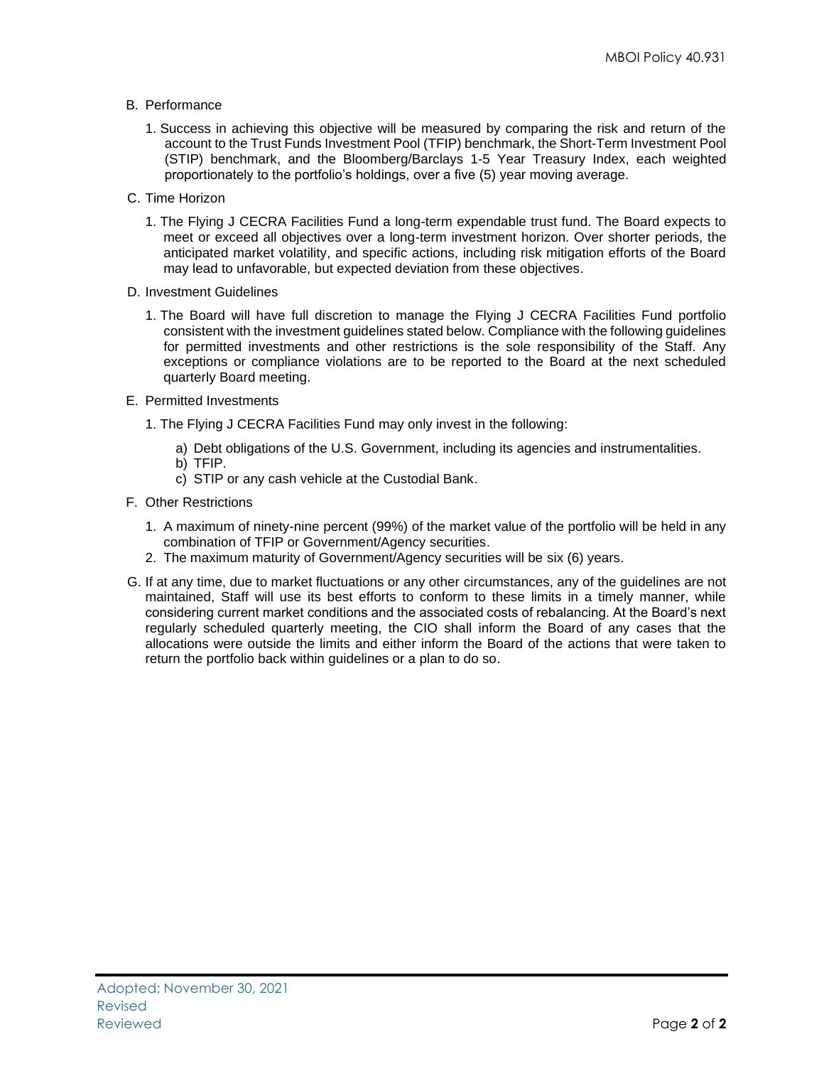B. Performance

1. Success in achieving this objective will be measured by comparing the risk and return of the account to the Trust Funds Investment Pool (TFIP) benchmark, the Short-Term Investment Pool (STIP) benchmark, and the Bloomberg/Barclays 1-5 Year Treasury Index, each weighted proportionately to the portfolio's holdings, over a five (5) year moving average.

C. Time Horizon

1. The Flying J CECRA Facilities Fund a long-term expendable trust fund. The Board expects to meet or exceed all objectives over a long-term investment horizon. Over shorter periods, the anticipated market volatility, and specific actions, including risk mitigation efforts of the Board may lead to unfavorable, but expected deviation from these objectives.

D. Investment Guidelines

1. The Board will have full discretion to manage the Flying J CECRA Facilities Fund portfolio consistent with the investment guidelines stated below. Compliance with the following guidelines for permitted investments and other restrictions is the sole responsibility of the Staff. Any exceptions or compliance violations are to be reported to the Board at the next scheduled quarterly Board meeting.

E. Permitted Investments

1. The Flying J CECRA Facilities Fund may only invest in the following:

   a) Debt obligations of the U.S. Government, including its agencies and instrumentalities.
   b) TFIP.
   c) STIP or any cash vehicle at the Custodial Bank.

F. Other Restrictions

1. A maximum of ninety-nine percent (99%) of the market value of the portfolio will be held in any combination of TFIP or Government/Agency securities.
2. The maximum maturity of Government/Agency securities will be six (6) years.

G. If at any time, due to market fluctuations or any other circumstances, any of the guidelines are not maintained, Staff will use its best efforts to conform to these limits in a timely manner, while considering current market conditions and the associated costs of rebalancing. At the Board's next regularly scheduled quarterly meeting, the CIO shall inform the Board of any cases that the allocations were outside the limits and either inform the Board of the actions that were taken to return the portfolio back within guidelines or a plan to do so.

Adopted: November 30, 2021
Revised
Reviewed